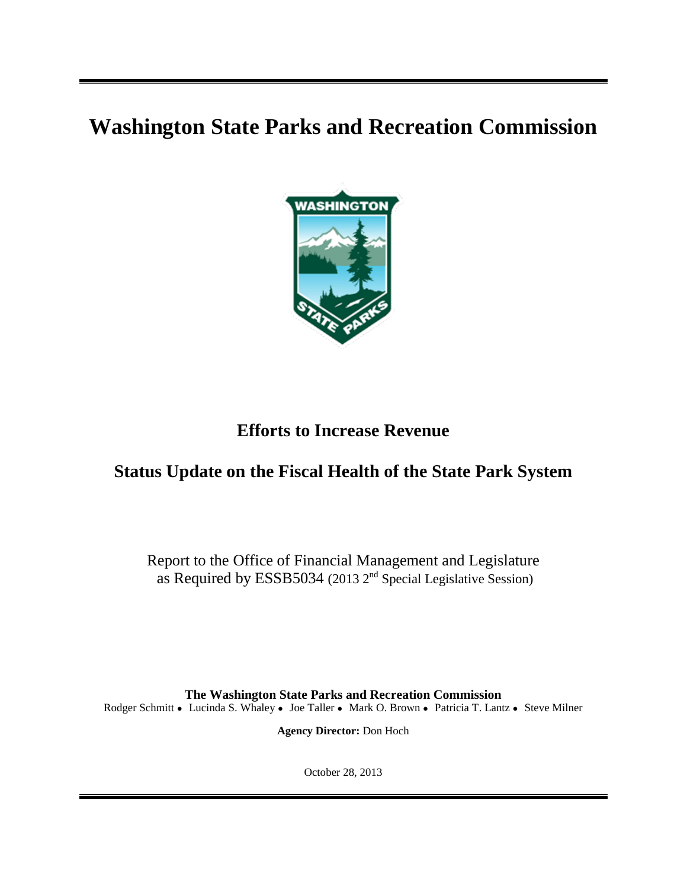# Washington State Parks and Recreation Commission

## Efforts to Increase Revenue

## Status Update on the Fiscal Health of the State Park System

Report to the Office of Financial Management and Legislature as Required by ESSB5034 (2013 2nd Special Legislative Session)

**The Washington State Parks and Recreation Commission**

Rodger Schmitt • Lucinda S. Whaley • Joe Taller • Mark O. Brown • Patricia T. Lantz • Steve Milner

**Agency Director:** Don Hoch

October 28, 2013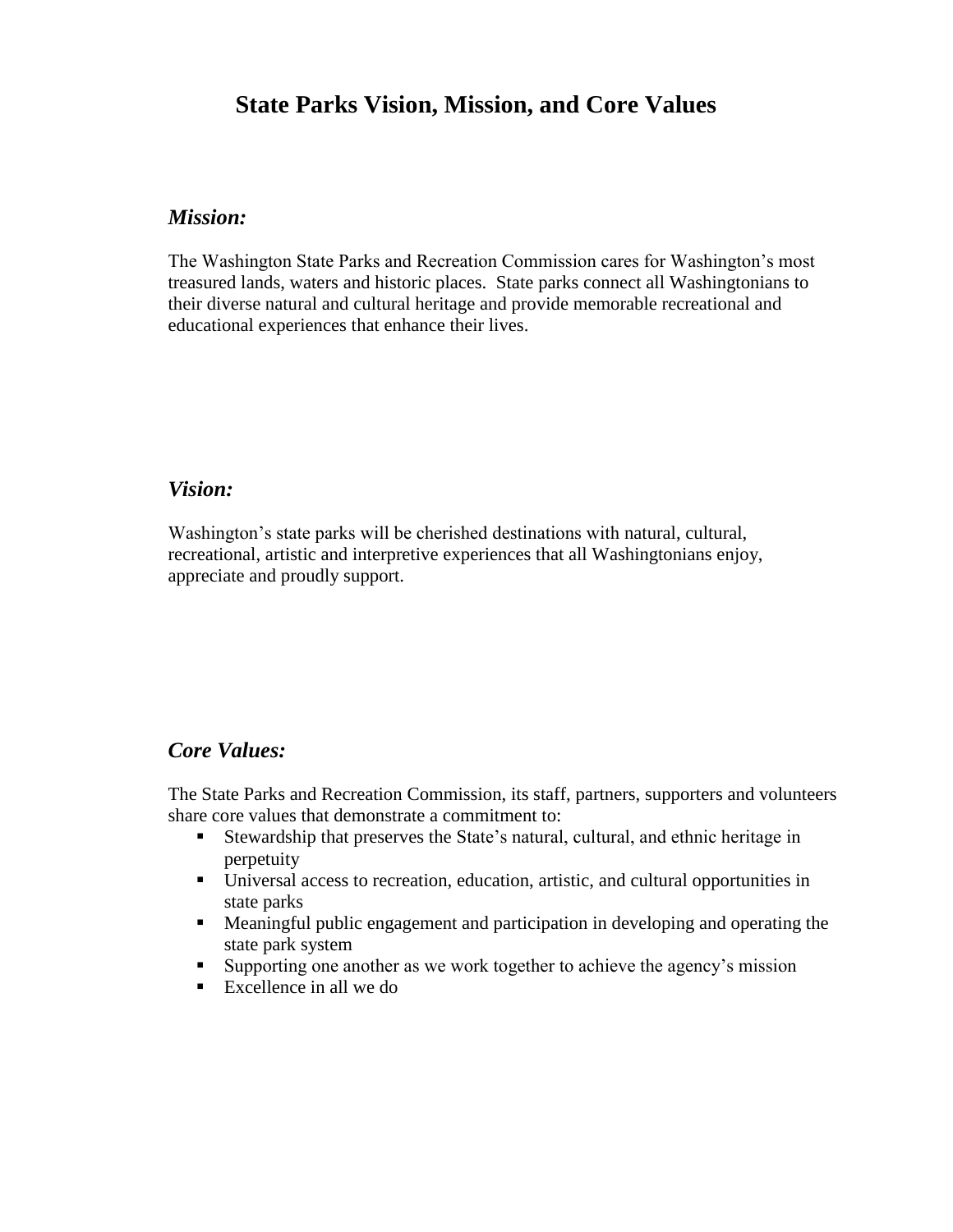# State Parks Vision, Mission, and Core Values

### *Mission:*

The Washington State Parks and Recreation Commission cares for Washington's most treasured lands, waters and historic places. State parks connect all Washingtonians to their diverse natural and cultural heritage and provide memorable recreational and educational experiences that enhance their lives.

### *Vision:*

Washington's state parks will be cherished destinations with natural, cultural, recreational, artistic and interpretive experiences that all Washingtonians enjoy, appreciate and proudly support.

### *Core Values:*

The State Parks and Recreation Commission, its staff, partners, supporters and volunteers share core values that demonstrate a commitment to:

- Stewardship that preserves the State's natural, cultural, and ethnic heritage in perpetuity
- Universal access to recreation, education, artistic, and cultural opportunities in state parks
- Meaningful public engagement and participation in developing and operating the state park system
- Supporting one another as we work together to achieve the agency's mission
- Excellence in all we do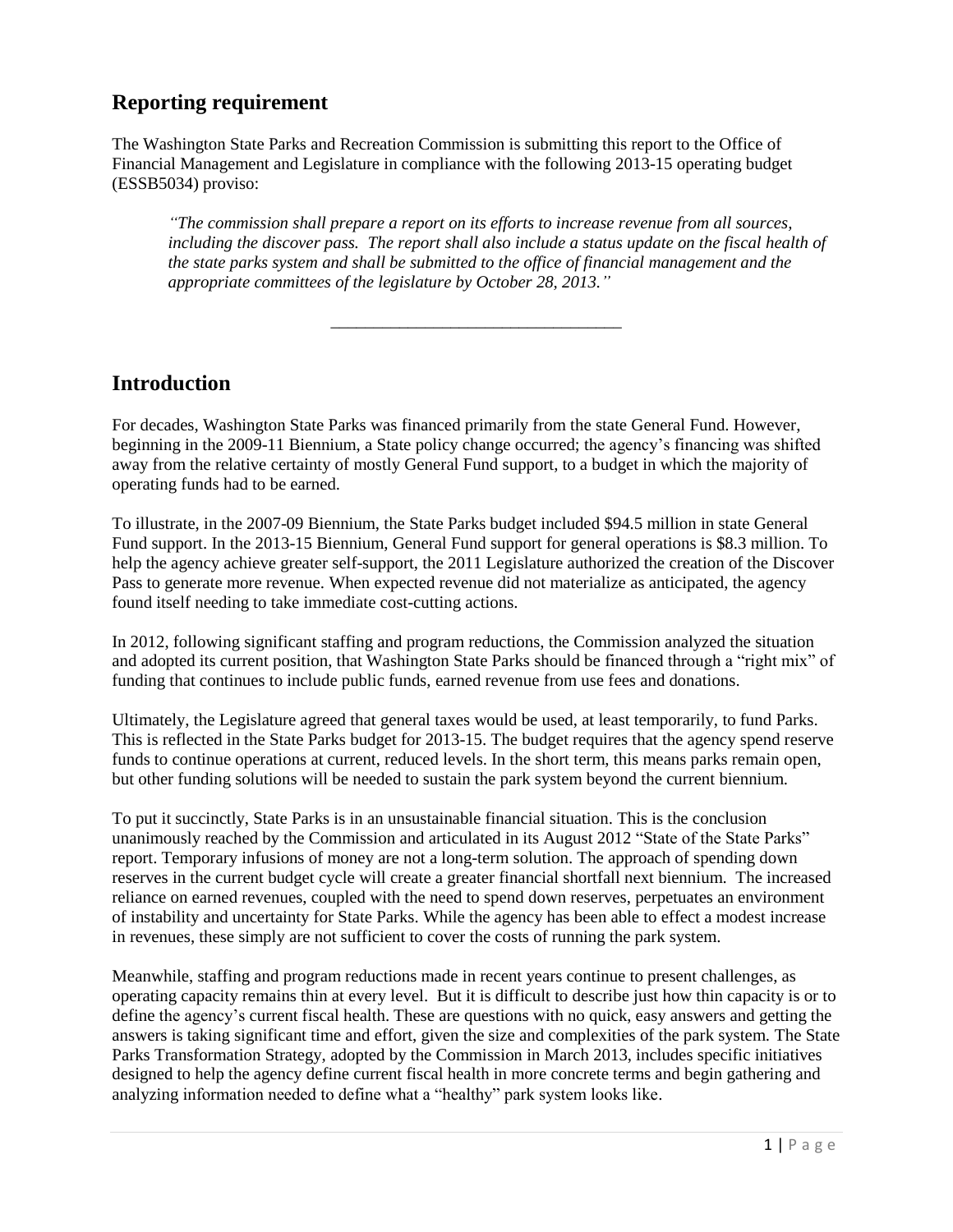## Reporting requirement

The Washington State Parks and Recreation Commission is submitting this report to the Office of Financial Management and Legislature in compliance with the following 2013-15 operating budget (ESSB5034) proviso:

> *"The commission shall prepare a report on its efforts to increase revenue from all sources, including the discover pass. The report shall also include a status update on the fiscal health of the state parks system and shall be submitted to the office of financial management and the appropriate committees of the legislature by October 28, 2013."*

---

## Introduction

For decades, Washington State Parks was financed primarily from the state General Fund. However, beginning in the 2009-11 Biennium, a State policy change occurred; the agency's financing was shifted away from the relative certainty of mostly General Fund support, to a budget in which the majority of operating funds had to be earned.

To illustrate, in the 2007-09 Biennium, the State Parks budget included $94.5 million in state General Fund support. In the 2013-15 Biennium, General Fund support for general operations is $8.3 million. To help the agency achieve greater self-support, the 2011 Legislature authorized the creation of the Discover Pass to generate more revenue. When expected revenue did not materialize as anticipated, the agency found itself needing to take immediate cost-cutting actions.

In 2012, following significant staffing and program reductions, the Commission analyzed the situation and adopted its current position, that Washington State Parks should be financed through a "right mix" of funding that continues to include public funds, earned revenue from use fees and donations.

Ultimately, the Legislature agreed that general taxes would be used, at least temporarily, to fund Parks. This is reflected in the State Parks budget for 2013-15. The budget requires that the agency spend reserve funds to continue operations at current, reduced levels. In the short term, this means parks remain open, but other funding solutions will be needed to sustain the park system beyond the current biennium.

To put it succinctly, State Parks is in an unsustainable financial situation. This is the conclusion unanimously reached by the Commission and articulated in its August 2012 "State of the State Parks" report. Temporary infusions of money are not a long-term solution. The approach of spending down reserves in the current budget cycle will create a greater financial shortfall next biennium. The increased reliance on earned revenues, coupled with the need to spend down reserves, perpetuates an environment of instability and uncertainty for State Parks. While the agency has been able to effect a modest increase in revenues, these simply are not sufficient to cover the costs of running the park system.

Meanwhile, staffing and program reductions made in recent years continue to present challenges, as operating capacity remains thin at every level. But it is difficult to describe just how thin capacity is or to define the agency's current fiscal health. These are questions with no quick, easy answers and getting the answers is taking significant time and effort, given the size and complexities of the park system. The State Parks Transformation Strategy, adopted by the Commission in March 2013, includes specific initiatives designed to help the agency define current fiscal health in more concrete terms and begin gathering and analyzing information needed to define what a "healthy" park system looks like.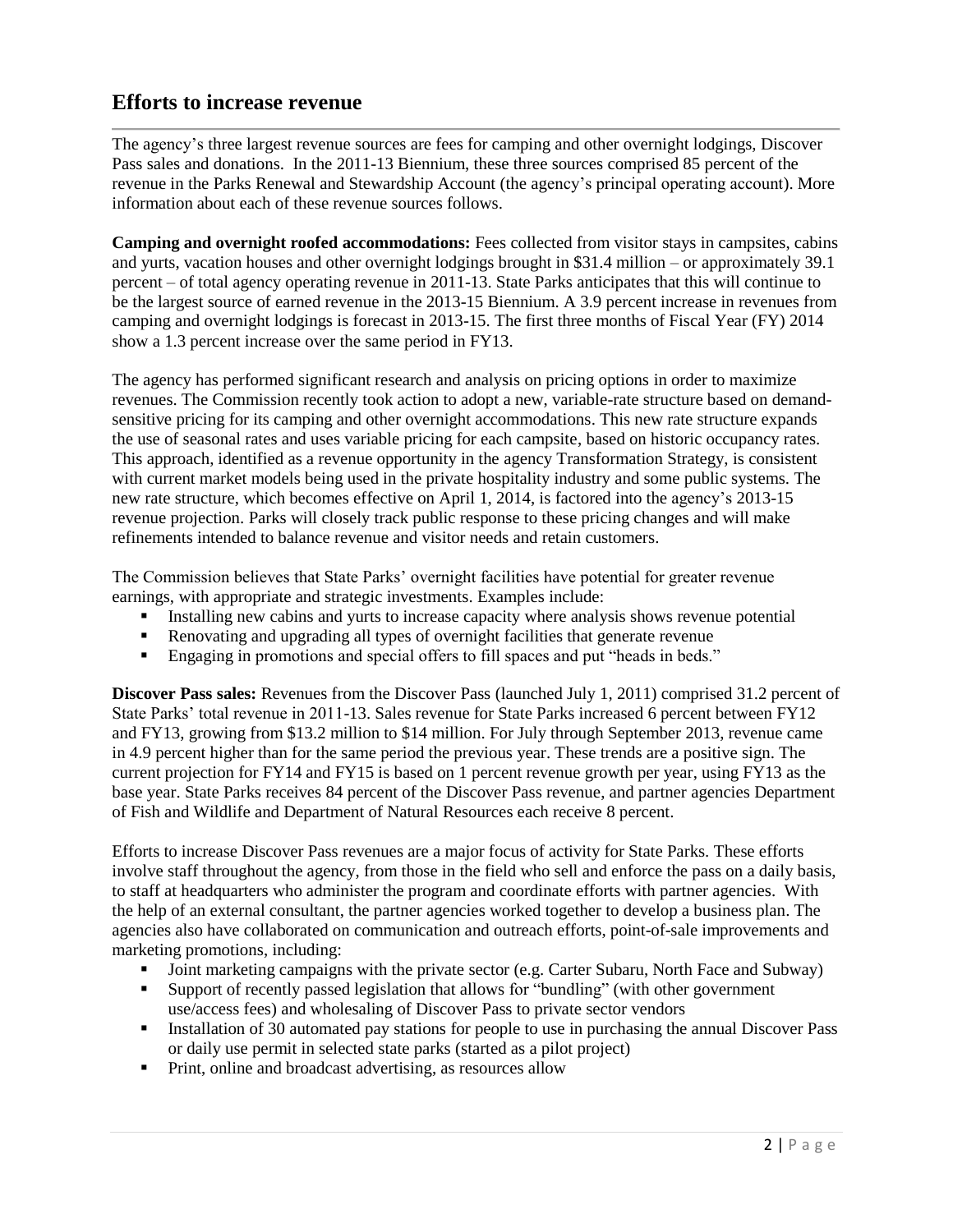## Efforts to increase revenue

The agency's three largest revenue sources are fees for camping and other overnight lodgings, Discover Pass sales and donations. In the 2011-13 Biennium, these three sources comprised 85 percent of the revenue in the Parks Renewal and Stewardship Account (the agency's principal operating account). More information about each of these revenue sources follows.

**Camping and overnight roofed accommodations:** Fees collected from visitor stays in campsites, cabins and yurts, vacation houses and other overnight lodgings brought in $31.4 million – or approximately 39.1 percent – of total agency operating revenue in 2011-13. State Parks anticipates that this will continue to be the largest source of earned revenue in the 2013-15 Biennium. A 3.9 percent increase in revenues from camping and overnight lodgings is forecast in 2013-15. The first three months of Fiscal Year (FY) 2014 show a 1.3 percent increase over the same period in FY13.

The agency has performed significant research and analysis on pricing options in order to maximize revenues. The Commission recently took action to adopt a new, variable-rate structure based on demand-sensitive pricing for its camping and other overnight accommodations. This new rate structure expands the use of seasonal rates and uses variable pricing for each campsite, based on historic occupancy rates. This approach, identified as a revenue opportunity in the agency Transformation Strategy, is consistent with current market models being used in the private hospitality industry and some public systems. The new rate structure, which becomes effective on April 1, 2014, is factored into the agency's 2013-15 revenue projection. Parks will closely track public response to these pricing changes and will make refinements intended to balance revenue and visitor needs and retain customers.

The Commission believes that State Parks' overnight facilities have potential for greater revenue earnings, with appropriate and strategic investments. Examples include:

- Installing new cabins and yurts to increase capacity where analysis shows revenue potential
- Renovating and upgrading all types of overnight facilities that generate revenue
- Engaging in promotions and special offers to fill spaces and put "heads in beds."

**Discover Pass sales:** Revenues from the Discover Pass (launched July 1, 2011) comprised 31.2 percent of State Parks' total revenue in 2011-13. Sales revenue for State Parks increased 6 percent between FY12 and FY13, growing from $13.2 million to $14 million. For July through September 2013, revenue came in 4.9 percent higher than for the same period the previous year. These trends are a positive sign. The current projection for FY14 and FY15 is based on 1 percent revenue growth per year, using FY13 as the base year. State Parks receives 84 percent of the Discover Pass revenue, and partner agencies Department of Fish and Wildlife and Department of Natural Resources each receive 8 percent.

Efforts to increase Discover Pass revenues are a major focus of activity for State Parks. These efforts involve staff throughout the agency, from those in the field who sell and enforce the pass on a daily basis, to staff at headquarters who administer the program and coordinate efforts with partner agencies. With the help of an external consultant, the partner agencies worked together to develop a business plan. The agencies also have collaborated on communication and outreach efforts, point-of-sale improvements and marketing promotions, including:

- Joint marketing campaigns with the private sector (e.g. Carter Subaru, North Face and Subway)
- Support of recently passed legislation that allows for "bundling" (with other government use/access fees) and wholesaling of Discover Pass to private sector vendors
- Installation of 30 automated pay stations for people to use in purchasing the annual Discover Pass or daily use permit in selected state parks (started as a pilot project)
- Print, online and broadcast advertising, as resources allow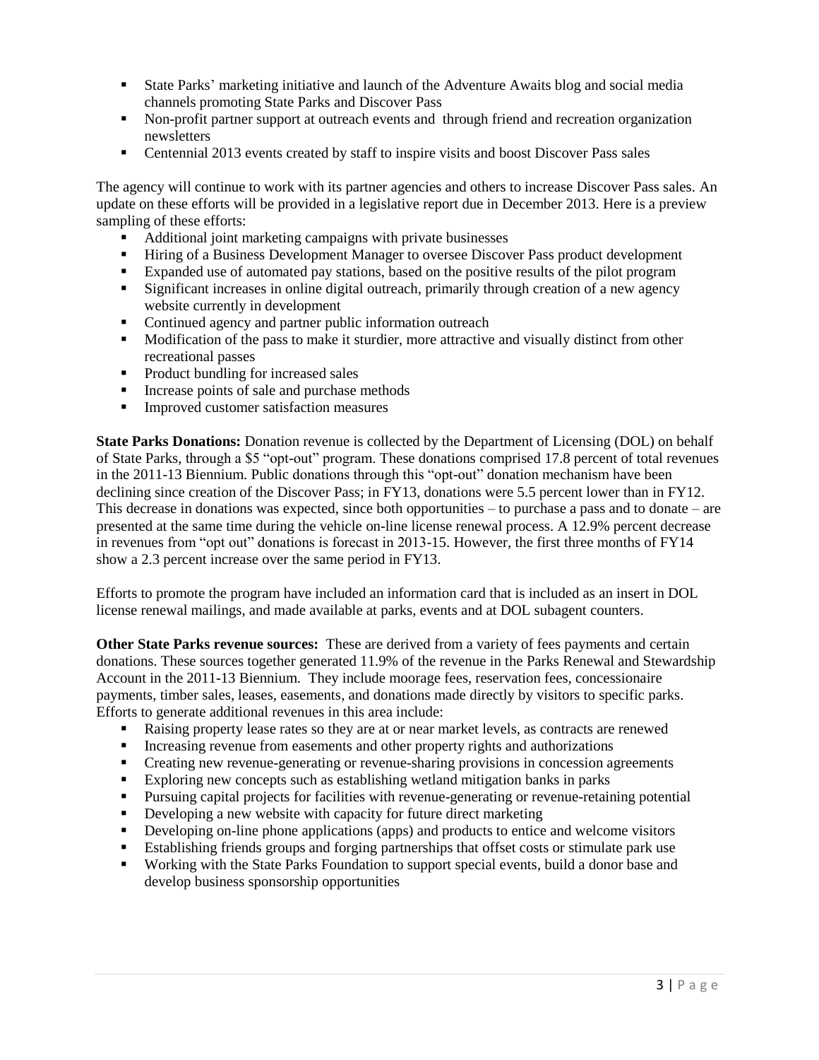- State Parks' marketing initiative and launch of the Adventure Awaits blog and social media channels promoting State Parks and Discover Pass
- Non-profit partner support at outreach events and through friend and recreation organization newsletters
- Centennial 2013 events created by staff to inspire visits and boost Discover Pass sales

The agency will continue to work with its partner agencies and others to increase Discover Pass sales. An update on these efforts will be provided in a legislative report due in December 2013. Here is a preview sampling of these efforts:

- Additional joint marketing campaigns with private businesses
- Hiring of a Business Development Manager to oversee Discover Pass product development
- Expanded use of automated pay stations, based on the positive results of the pilot program
- Significant increases in online digital outreach, primarily through creation of a new agency website currently in development
- Continued agency and partner public information outreach
- Modification of the pass to make it sturdier, more attractive and visually distinct from other recreational passes
- Product bundling for increased sales
- Increase points of sale and purchase methods
- Improved customer satisfaction measures

**State Parks Donations:** Donation revenue is collected by the Department of Licensing (DOL) on behalf of State Parks, through a $5 "opt-out" program. These donations comprised 17.8 percent of total revenues in the 2011-13 Biennium. Public donations through this "opt-out" donation mechanism have been declining since creation of the Discover Pass; in FY13, donations were 5.5 percent lower than in FY12. This decrease in donations was expected, since both opportunities – to purchase a pass and to donate – are presented at the same time during the vehicle on-line license renewal process. A 12.9% percent decrease in revenues from "opt out" donations is forecast in 2013-15. However, the first three months of FY14 show a 2.3 percent increase over the same period in FY13.

Efforts to promote the program have included an information card that is included as an insert in DOL license renewal mailings, and made available at parks, events and at DOL subagent counters.

**Other State Parks revenue sources:** These are derived from a variety of fees payments and certain donations. These sources together generated 11.9% of the revenue in the Parks Renewal and Stewardship Account in the 2011-13 Biennium. They include moorage fees, reservation fees, concessionaire payments, timber sales, leases, easements, and donations made directly by visitors to specific parks. Efforts to generate additional revenues in this area include:

- Raising property lease rates so they are at or near market levels, as contracts are renewed
- Increasing revenue from easements and other property rights and authorizations
- Creating new revenue-generating or revenue-sharing provisions in concession agreements
- Exploring new concepts such as establishing wetland mitigation banks in parks
- Pursuing capital projects for facilities with revenue-generating or revenue-retaining potential
- Developing a new website with capacity for future direct marketing
- Developing on-line phone applications (apps) and products to entice and welcome visitors
- Establishing friends groups and forging partnerships that offset costs or stimulate park use
- Working with the State Parks Foundation to support special events, build a donor base and develop business sponsorship opportunities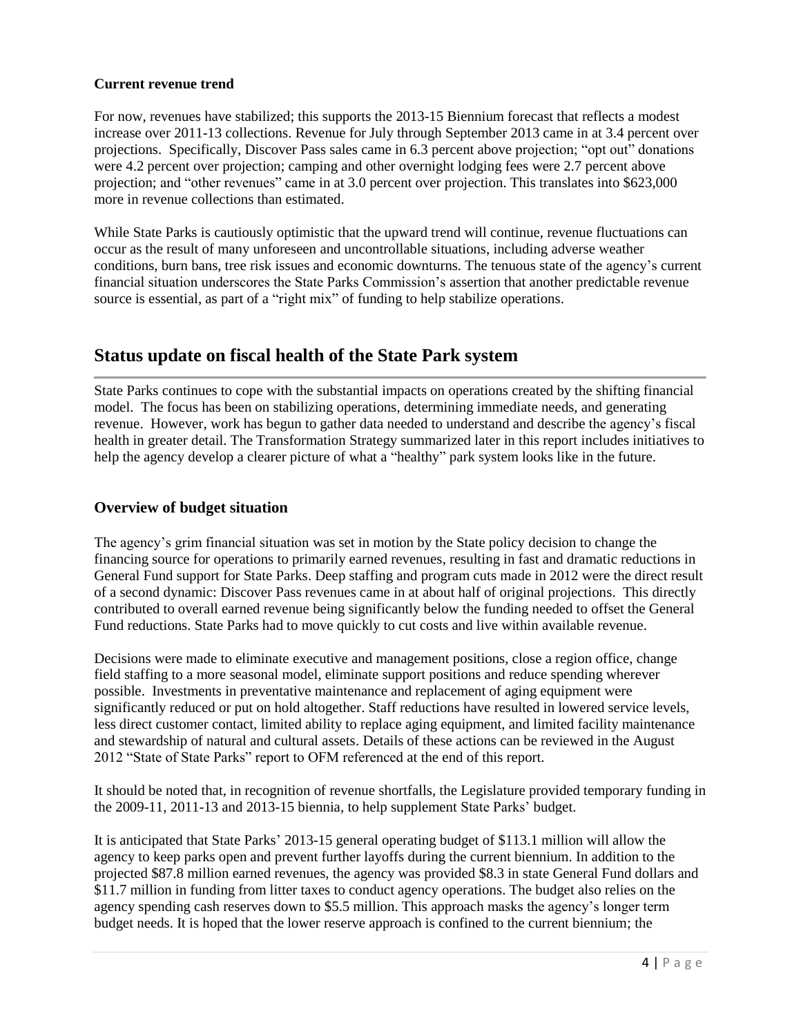**Current revenue trend**

For now, revenues have stabilized; this supports the 2013-15 Biennium forecast that reflects a modest increase over 2011-13 collections. Revenue for July through September 2013 came in at 3.4 percent over projections. Specifically, Discover Pass sales came in 6.3 percent above projection; "opt out" donations were 4.2 percent over projection; camping and other overnight lodging fees were 2.7 percent above projection; and "other revenues" came in at 3.0 percent over projection. This translates into $623,000 more in revenue collections than estimated.

While State Parks is cautiously optimistic that the upward trend will continue, revenue fluctuations can occur as the result of many unforeseen and uncontrollable situations, including adverse weather conditions, burn bans, tree risk issues and economic downturns. The tenuous state of the agency's current financial situation underscores the State Parks Commission's assertion that another predictable revenue source is essential, as part of a "right mix" of funding to help stabilize operations.

## Status update on fiscal health of the State Park system

State Parks continues to cope with the substantial impacts on operations created by the shifting financial model. The focus has been on stabilizing operations, determining immediate needs, and generating revenue. However, work has begun to gather data needed to understand and describe the agency's fiscal health in greater detail. The Transformation Strategy summarized later in this report includes initiatives to help the agency develop a clearer picture of what a "healthy" park system looks like in the future.

### Overview of budget situation

The agency's grim financial situation was set in motion by the State policy decision to change the financing source for operations to primarily earned revenues, resulting in fast and dramatic reductions in General Fund support for State Parks. Deep staffing and program cuts made in 2012 were the direct result of a second dynamic: Discover Pass revenues came in at about half of original projections. This directly contributed to overall earned revenue being significantly below the funding needed to offset the General Fund reductions. State Parks had to move quickly to cut costs and live within available revenue.

Decisions were made to eliminate executive and management positions, close a region office, change field staffing to a more seasonal model, eliminate support positions and reduce spending wherever possible. Investments in preventative maintenance and replacement of aging equipment were significantly reduced or put on hold altogether. Staff reductions have resulted in lowered service levels, less direct customer contact, limited ability to replace aging equipment, and limited facility maintenance and stewardship of natural and cultural assets. Details of these actions can be reviewed in the August 2012 "State of State Parks" report to OFM referenced at the end of this report.

It should be noted that, in recognition of revenue shortfalls, the Legislature provided temporary funding in the 2009-11, 2011-13 and 2013-15 biennia, to help supplement State Parks' budget.

It is anticipated that State Parks' 2013-15 general operating budget of $113.1 million will allow the agency to keep parks open and prevent further layoffs during the current biennium. In addition to the projected $87.8 million earned revenues, the agency was provided $8.3 in state General Fund dollars and $11.7 million in funding from litter taxes to conduct agency operations. The budget also relies on the agency spending cash reserves down to $5.5 million. This approach masks the agency's longer term budget needs. It is hoped that the lower reserve approach is confined to the current biennium; the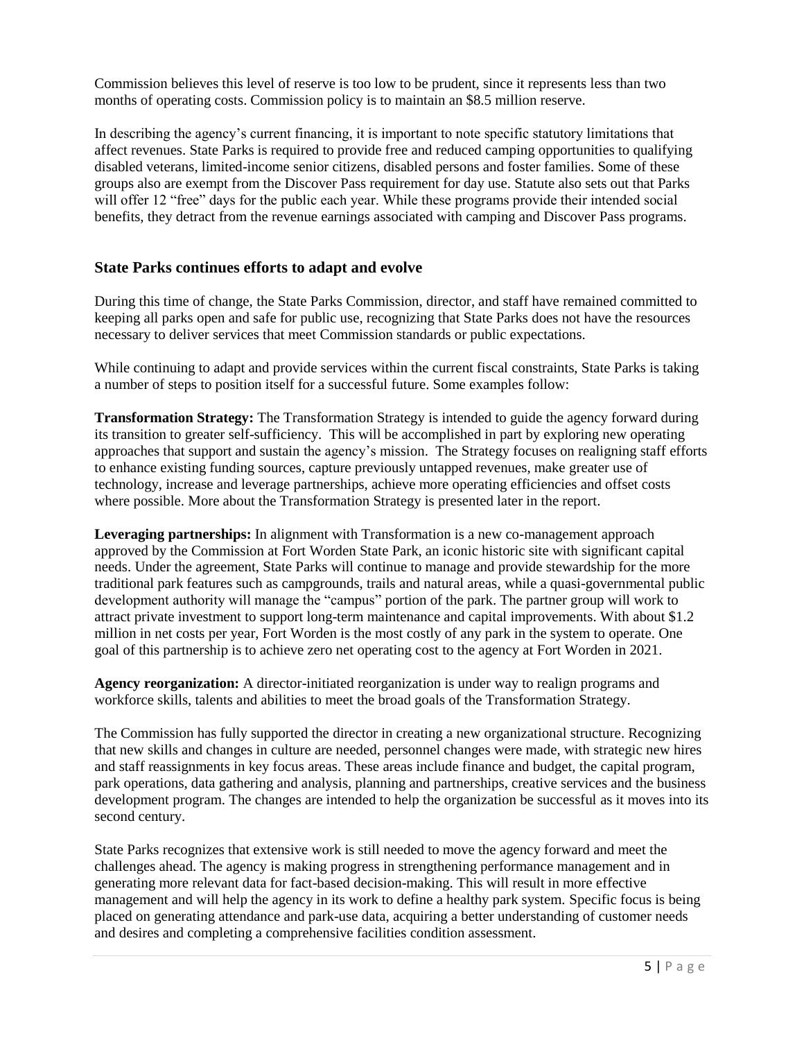Commission believes this level of reserve is too low to be prudent, since it represents less than two months of operating costs. Commission policy is to maintain an $8.5 million reserve.

In describing the agency's current financing, it is important to note specific statutory limitations that affect revenues. State Parks is required to provide free and reduced camping opportunities to qualifying disabled veterans, limited-income senior citizens, disabled persons and foster families. Some of these groups also are exempt from the Discover Pass requirement for day use. Statute also sets out that Parks will offer 12 "free" days for the public each year. While these programs provide their intended social benefits, they detract from the revenue earnings associated with camping and Discover Pass programs.

## State Parks continues efforts to adapt and evolve

During this time of change, the State Parks Commission, director, and staff have remained committed to keeping all parks open and safe for public use, recognizing that State Parks does not have the resources necessary to deliver services that meet Commission standards or public expectations.

While continuing to adapt and provide services within the current fiscal constraints, State Parks is taking a number of steps to position itself for a successful future. Some examples follow:

**Transformation Strategy:** The Transformation Strategy is intended to guide the agency forward during its transition to greater self-sufficiency. This will be accomplished in part by exploring new operating approaches that support and sustain the agency's mission. The Strategy focuses on realigning staff efforts to enhance existing funding sources, capture previously untapped revenues, make greater use of technology, increase and leverage partnerships, achieve more operating efficiencies and offset costs where possible. More about the Transformation Strategy is presented later in the report.

**Leveraging partnerships:** In alignment with Transformation is a new co-management approach approved by the Commission at Fort Worden State Park, an iconic historic site with significant capital needs. Under the agreement, State Parks will continue to manage and provide stewardship for the more traditional park features such as campgrounds, trails and natural areas, while a quasi-governmental public development authority will manage the "campus" portion of the park. The partner group will work to attract private investment to support long-term maintenance and capital improvements. With about $1.2 million in net costs per year, Fort Worden is the most costly of any park in the system to operate. One goal of this partnership is to achieve zero net operating cost to the agency at Fort Worden in 2021.

**Agency reorganization:** A director-initiated reorganization is under way to realign programs and workforce skills, talents and abilities to meet the broad goals of the Transformation Strategy.

The Commission has fully supported the director in creating a new organizational structure. Recognizing that new skills and changes in culture are needed, personnel changes were made, with strategic new hires and staff reassignments in key focus areas. These areas include finance and budget, the capital program, park operations, data gathering and analysis, planning and partnerships, creative services and the business development program. The changes are intended to help the organization be successful as it moves into its second century.

State Parks recognizes that extensive work is still needed to move the agency forward and meet the challenges ahead. The agency is making progress in strengthening performance management and in generating more relevant data for fact-based decision-making. This will result in more effective management and will help the agency in its work to define a healthy park system. Specific focus is being placed on generating attendance and park-use data, acquiring a better understanding of customer needs and desires and completing a comprehensive facilities condition assessment.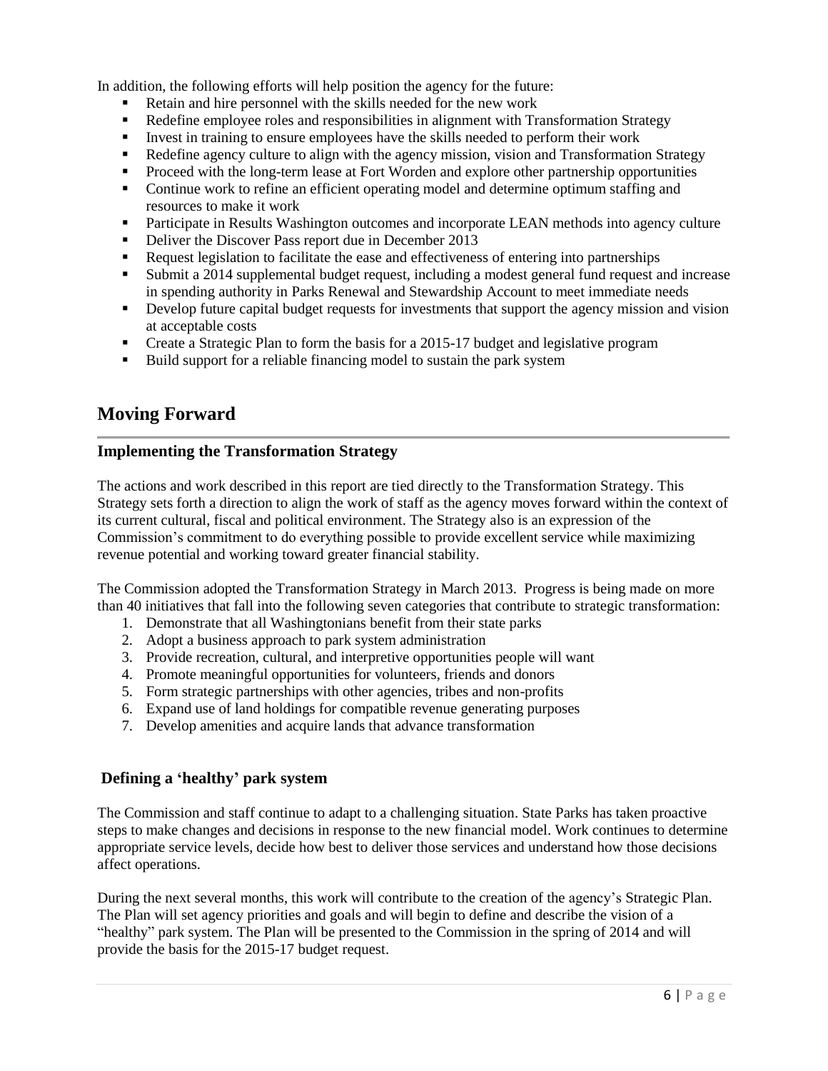In addition, the following efforts will help position the agency for the future:

- Retain and hire personnel with the skills needed for the new work
- Redefine employee roles and responsibilities in alignment with Transformation Strategy
- Invest in training to ensure employees have the skills needed to perform their work
- Redefine agency culture to align with the agency mission, vision and Transformation Strategy
- Proceed with the long-term lease at Fort Worden and explore other partnership opportunities
- Continue work to refine an efficient operating model and determine optimum staffing and resources to make it work
- Participate in Results Washington outcomes and incorporate LEAN methods into agency culture
- Deliver the Discover Pass report due in December 2013
- Request legislation to facilitate the ease and effectiveness of entering into partnerships
- Submit a 2014 supplemental budget request, including a modest general fund request and increase in spending authority in Parks Renewal and Stewardship Account to meet immediate needs
- Develop future capital budget requests for investments that support the agency mission and vision at acceptable costs
- Create a Strategic Plan to form the basis for a 2015-17 budget and legislative program
- Build support for a reliable financing model to sustain the park system

## Moving Forward

### Implementing the Transformation Strategy

The actions and work described in this report are tied directly to the Transformation Strategy. This Strategy sets forth a direction to align the work of staff as the agency moves forward within the context of its current cultural, fiscal and political environment. The Strategy also is an expression of the Commission's commitment to do everything possible to provide excellent service while maximizing revenue potential and working toward greater financial stability.

The Commission adopted the Transformation Strategy in March 2013. Progress is being made on more than 40 initiatives that fall into the following seven categories that contribute to strategic transformation:

1. Demonstrate that all Washingtonians benefit from their state parks
2. Adopt a business approach to park system administration
3. Provide recreation, cultural, and interpretive opportunities people will want
4. Promote meaningful opportunities for volunteers, friends and donors
5. Form strategic partnerships with other agencies, tribes and non-profits
6. Expand use of land holdings for compatible revenue generating purposes
7. Develop amenities and acquire lands that advance transformation

### Defining a 'healthy' park system

The Commission and staff continue to adapt to a challenging situation. State Parks has taken proactive steps to make changes and decisions in response to the new financial model. Work continues to determine appropriate service levels, decide how best to deliver those services and understand how those decisions affect operations.

During the next several months, this work will contribute to the creation of the agency's Strategic Plan. The Plan will set agency priorities and goals and will begin to define and describe the vision of a "healthy" park system. The Plan will be presented to the Commission in the spring of 2014 and will provide the basis for the 2015-17 budget request.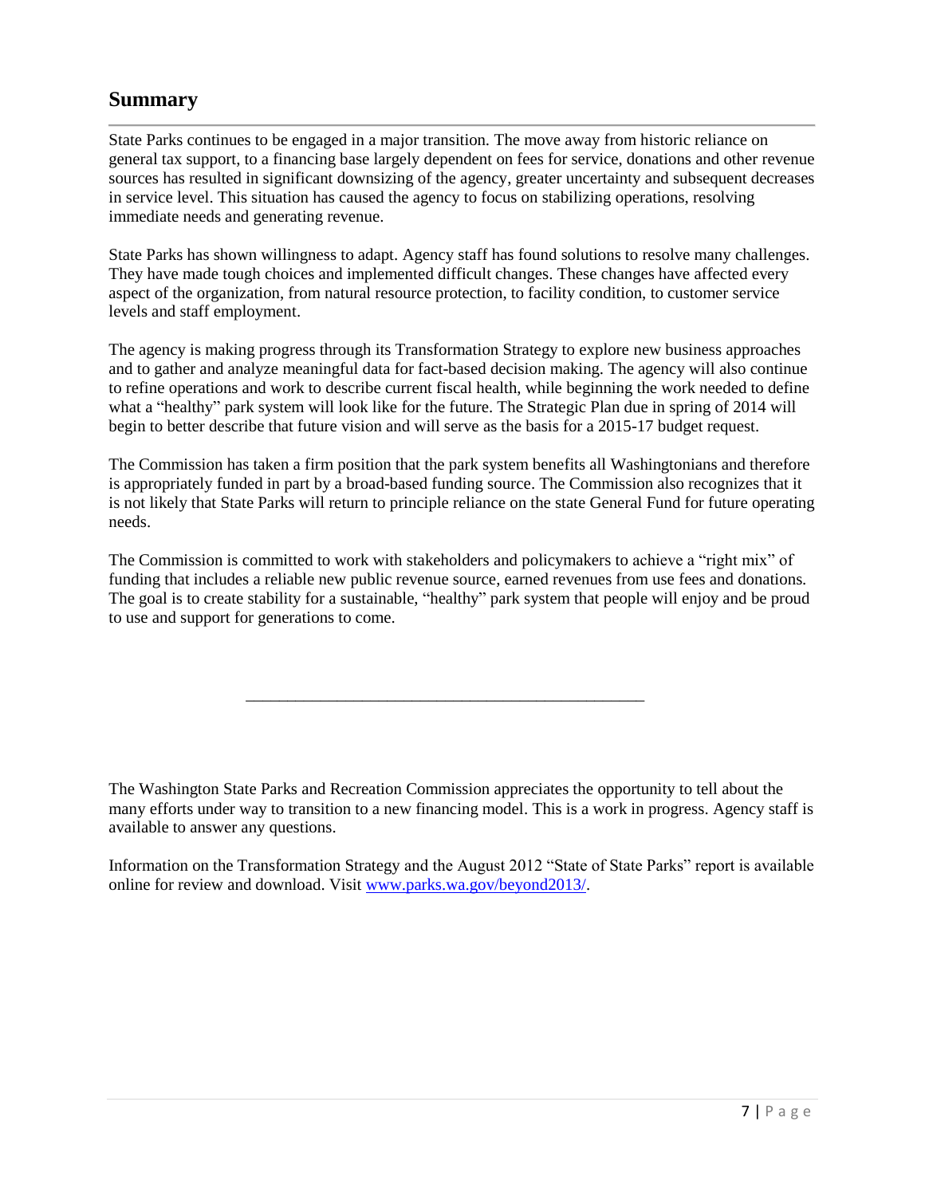## Summary

State Parks continues to be engaged in a major transition. The move away from historic reliance on general tax support, to a financing base largely dependent on fees for service, donations and other revenue sources has resulted in significant downsizing of the agency, greater uncertainty and subsequent decreases in service level. This situation has caused the agency to focus on stabilizing operations, resolving immediate needs and generating revenue.

State Parks has shown willingness to adapt. Agency staff has found solutions to resolve many challenges. They have made tough choices and implemented difficult changes. These changes have affected every aspect of the organization, from natural resource protection, to facility condition, to customer service levels and staff employment.

The agency is making progress through its Transformation Strategy to explore new business approaches and to gather and analyze meaningful data for fact-based decision making. The agency will also continue to refine operations and work to describe current fiscal health, while beginning the work needed to define what a "healthy" park system will look like for the future. The Strategic Plan due in spring of 2014 will begin to better describe that future vision and will serve as the basis for a 2015-17 budget request.

The Commission has taken a firm position that the park system benefits all Washingtonians and therefore is appropriately funded in part by a broad-based funding source. The Commission also recognizes that it is not likely that State Parks will return to principle reliance on the state General Fund for future operating needs.

The Commission is committed to work with stakeholders and policymakers to achieve a "right mix" of funding that includes a reliable new public revenue source, earned revenues from use fees and donations. The goal is to create stability for a sustainable, "healthy" park system that people will enjoy and be proud to use and support for generations to come.

---

The Washington State Parks and Recreation Commission appreciates the opportunity to tell about the many efforts under way to transition to a new financing model. This is a work in progress. Agency staff is available to answer any questions.

Information on the Transformation Strategy and the August 2012 "State of State Parks" report is available online for review and download. Visit [www.parks.wa.gov/beyond2013/](www.parks.wa.gov/beyond2013/).